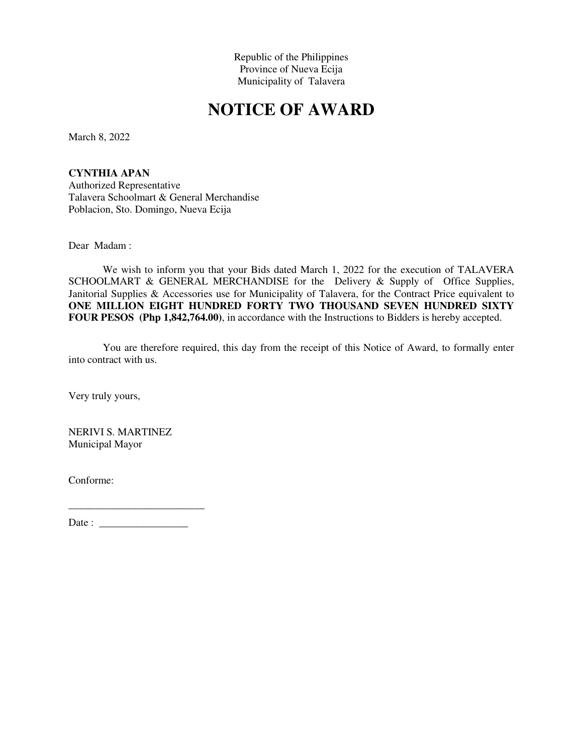Republic of the Philippines
Province of Nueva Ecija
Municipality of Talavera

# NOTICE OF AWARD

March 8, 2022

**CYNTHIA APAN**
Authorized Representative
Talavera Schoolmart & General Merchandise
Poblacion, Sto. Domingo, Nueva Ecija

Dear Madam :

We wish to inform you that your Bids dated March 1, 2022 for the execution of TALAVERA SCHOOLMART & GENERAL MERCHANDISE for the Delivery & Supply of Office Supplies, Janitorial Supplies & Accessories use for Municipality of Talavera, for the Contract Price equivalent to **ONE MILLION EIGHT HUNDRED FORTY TWO THOUSAND SEVEN HUNDRED SIXTY FOUR PESOS (Php 1,842,764.00)**, in accordance with the Instructions to Bidders is hereby accepted.

You are therefore required, this day from the receipt of this Notice of Award, to formally enter into contract with us.

Very truly yours,

NERIVI S. MARTINEZ
Municipal Mayor

Conforme:

__________________________

Date : _________________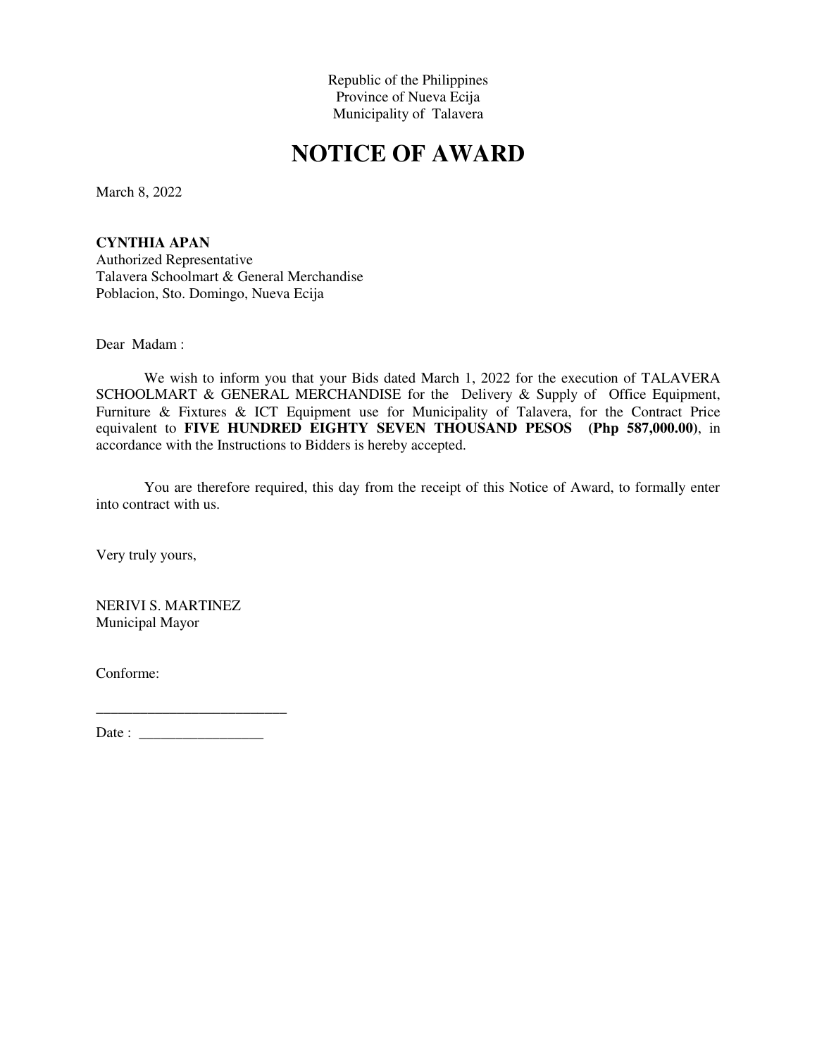Republic of the Philippines
Province of Nueva Ecija
Municipality of Talavera

# NOTICE OF AWARD

March 8, 2022

**CYNTHIA APAN**
Authorized Representative
Talavera Schoolmart & General Merchandise
Poblacion, Sto. Domingo, Nueva Ecija

Dear Madam :

We wish to inform you that your Bids dated March 1, 2022 for the execution of TALAVERA SCHOOLMART & GENERAL MERCHANDISE for the Delivery & Supply of Office Equipment, Furniture & Fixtures & ICT Equipment use for Municipality of Talavera, for the Contract Price equivalent to **FIVE HUNDRED EIGHTY SEVEN THOUSAND PESOS (Php 587,000.00)**, in accordance with the Instructions to Bidders is hereby accepted.

You are therefore required, this day from the receipt of this Notice of Award, to formally enter into contract with us.

Very truly yours,

NERIVI S. MARTINEZ
Municipal Mayor

Conforme:

__________________________

Date : _________________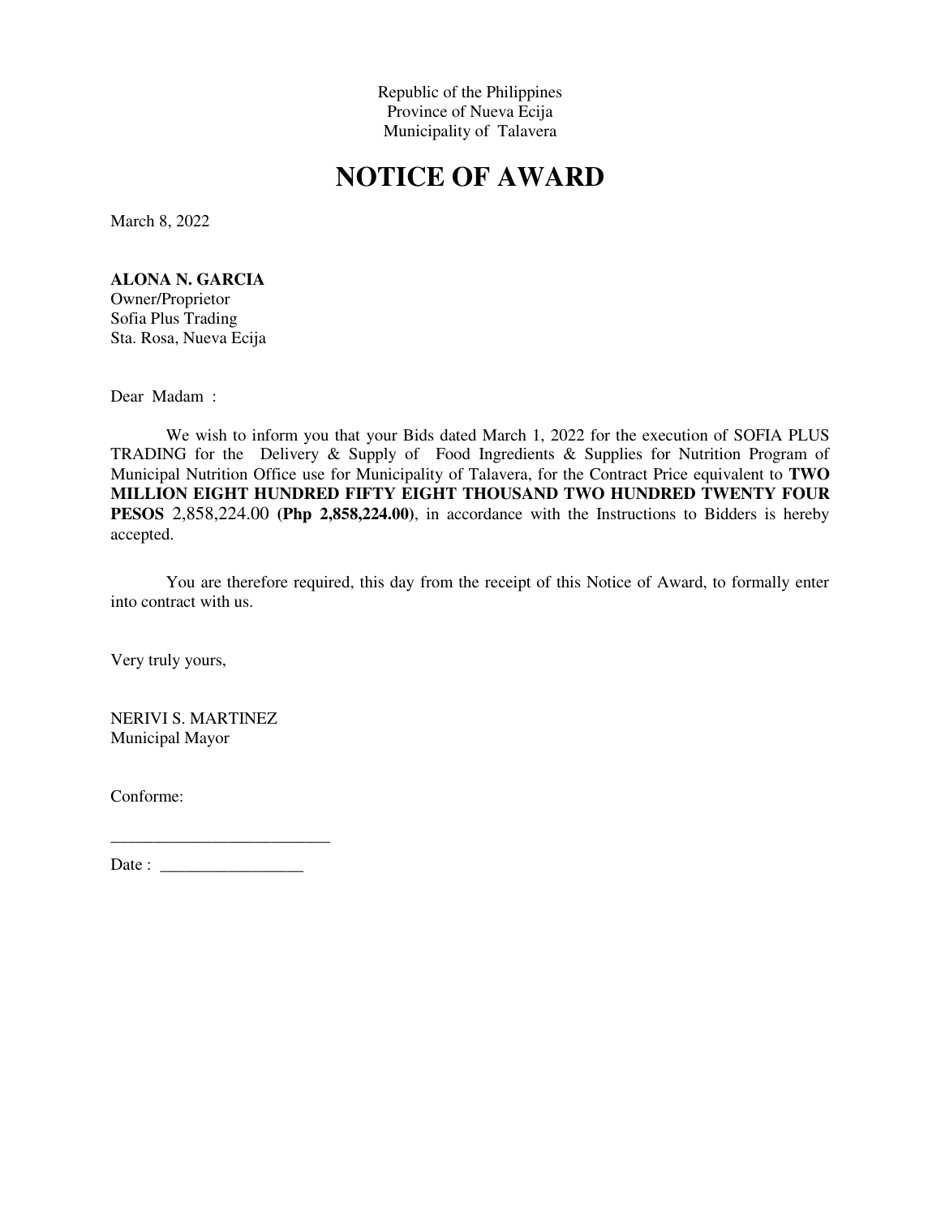Republic of the Philippines
Province of Nueva Ecija
Municipality of Talavera

# NOTICE OF AWARD

March 8, 2022

**ALONA N. GARCIA**
Owner/Proprietor
Sofia Plus Trading
Sta. Rosa, Nueva Ecija

Dear Madam :

We wish to inform you that your Bids dated March 1, 2022 for the execution of SOFIA PLUS TRADING for the Delivery & Supply of Food Ingredients & Supplies for Nutrition Program of Municipal Nutrition Office use for Municipality of Talavera, for the Contract Price equivalent to **TWO MILLION EIGHT HUNDRED FIFTY EIGHT THOUSAND TWO HUNDRED TWENTY FOUR PESOS** 2,858,224.00 **(Php 2,858,224.00)**, in accordance with the Instructions to Bidders is hereby accepted.

You are therefore required, this day from the receipt of this Notice of Award, to formally enter into contract with us.

Very truly yours,

NERIVI S. MARTINEZ
Municipal Mayor

Conforme:

___________________________

Date : _________________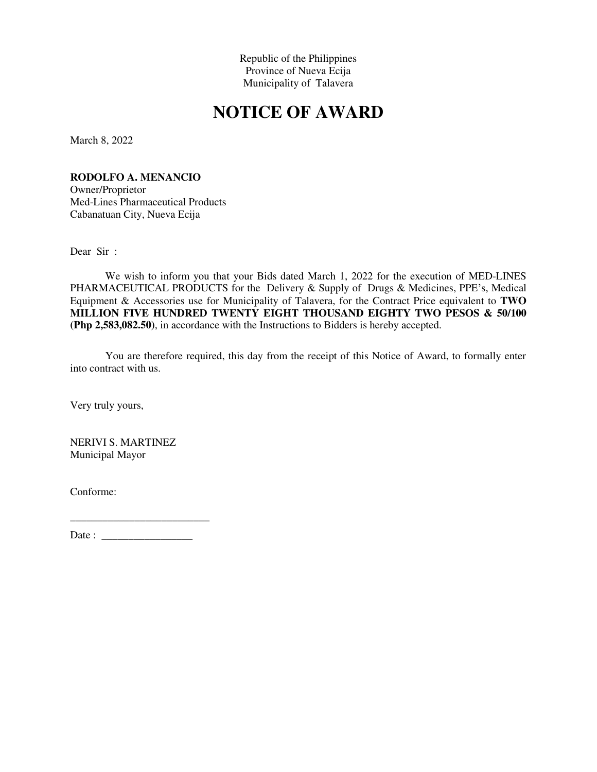Republic of the Philippines
Province of Nueva Ecija
Municipality of Talavera

# NOTICE OF AWARD

March 8, 2022

**RODOLFO A. MENANCIO**
Owner/Proprietor
Med-Lines Pharmaceutical Products
Cabanatuan City, Nueva Ecija

Dear Sir :

We wish to inform you that your Bids dated March 1, 2022 for the execution of MED-LINES PHARMACEUTICAL PRODUCTS for the Delivery & Supply of Drugs & Medicines, PPE's, Medical Equipment & Accessories use for Municipality of Talavera, for the Contract Price equivalent to **TWO MILLION FIVE HUNDRED TWENTY EIGHT THOUSAND EIGHTY TWO PESOS & 50/100 (Php 2,583,082.50)**, in accordance with the Instructions to Bidders is hereby accepted.

You are therefore required, this day from the receipt of this Notice of Award, to formally enter into contract with us.

Very truly yours,

NERIVI S. MARTINEZ
Municipal Mayor

Conforme:

___________________________

Date : _________________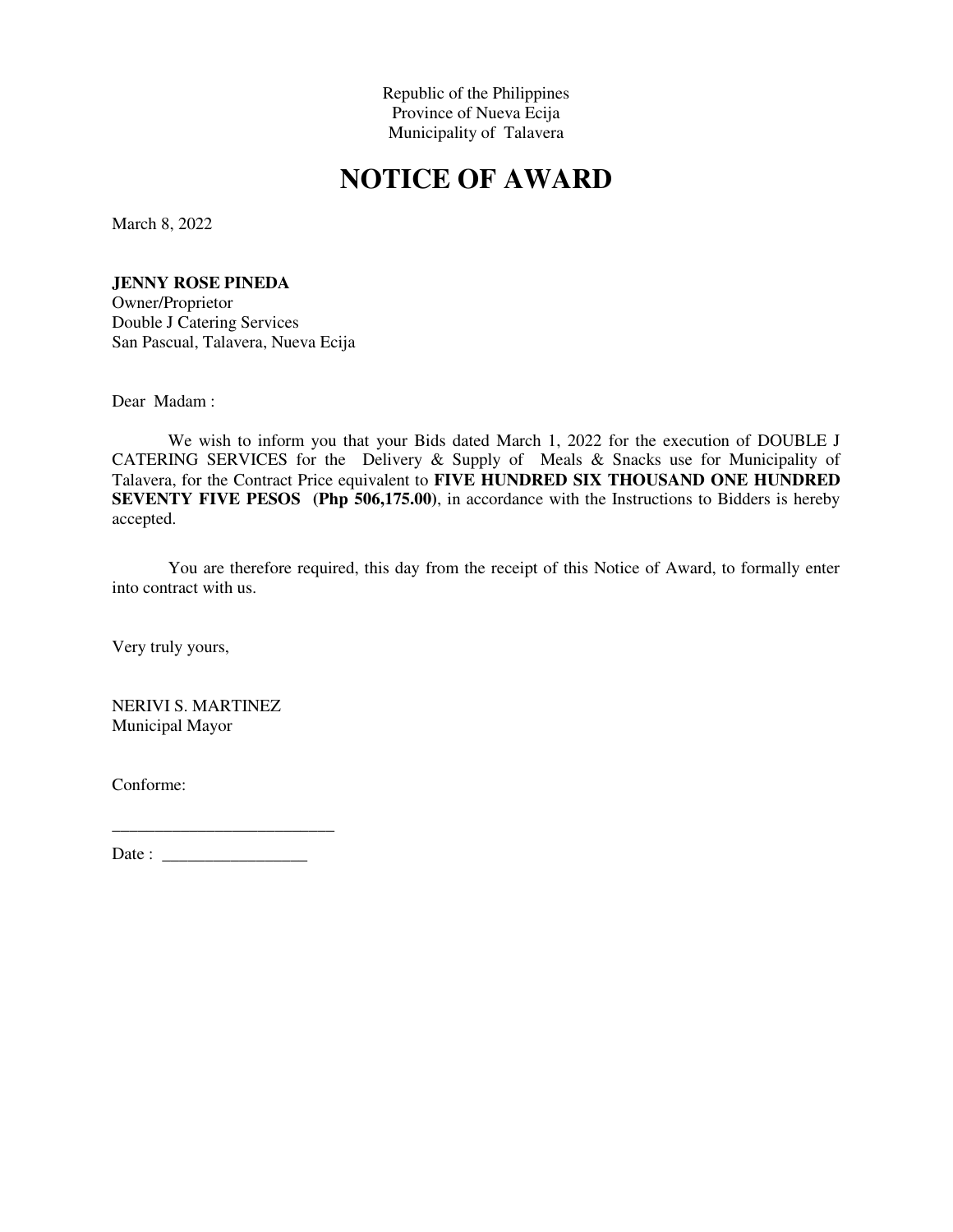Republic of the Philippines
Province of Nueva Ecija
Municipality of Talavera

# NOTICE OF AWARD

March 8, 2022

**JENNY ROSE PINEDA**
Owner/Proprietor
Double J Catering Services
San Pascual, Talavera, Nueva Ecija

Dear Madam :

We wish to inform you that your Bids dated March 1, 2022 for the execution of DOUBLE J CATERING SERVICES for the Delivery & Supply of Meals & Snacks use for Municipality of Talavera, for the Contract Price equivalent to **FIVE HUNDRED SIX THOUSAND ONE HUNDRED SEVENTY FIVE PESOS (Php 506,175.00)**, in accordance with the Instructions to Bidders is hereby accepted.

You are therefore required, this day from the receipt of this Notice of Award, to formally enter into contract with us.

Very truly yours,

NERIVI S. MARTINEZ
Municipal Mayor

Conforme:

__________________________
Date : _________________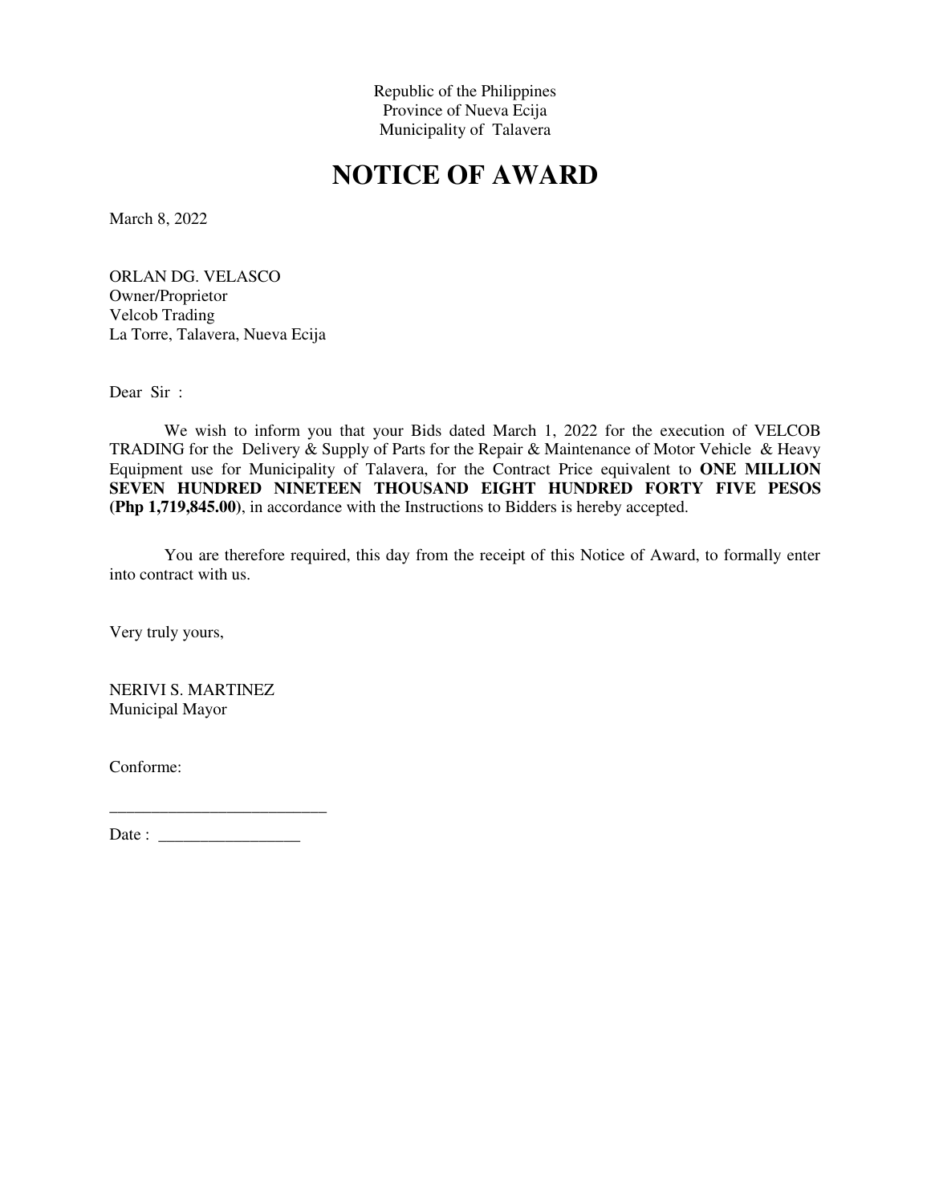Republic of the Philippines
Province of Nueva Ecija
Municipality of Talavera

# NOTICE OF AWARD

March 8, 2022

ORLAN DG. VELASCO
Owner/Proprietor
Velcob Trading
La Torre, Talavera, Nueva Ecija

Dear Sir :

We wish to inform you that your Bids dated March 1, 2022 for the execution of VELCOB TRADING for the Delivery & Supply of Parts for the Repair & Maintenance of Motor Vehicle & Heavy Equipment use for Municipality of Talavera, for the Contract Price equivalent to **ONE MILLION SEVEN HUNDRED NINETEEN THOUSAND EIGHT HUNDRED FORTY FIVE PESOS (Php 1,719,845.00)**, in accordance with the Instructions to Bidders is hereby accepted.

You are therefore required, this day from the receipt of this Notice of Award, to formally enter into contract with us.

Very truly yours,

NERIVI S. MARTINEZ
Municipal Mayor

Conforme:

__________________________

Date : _________________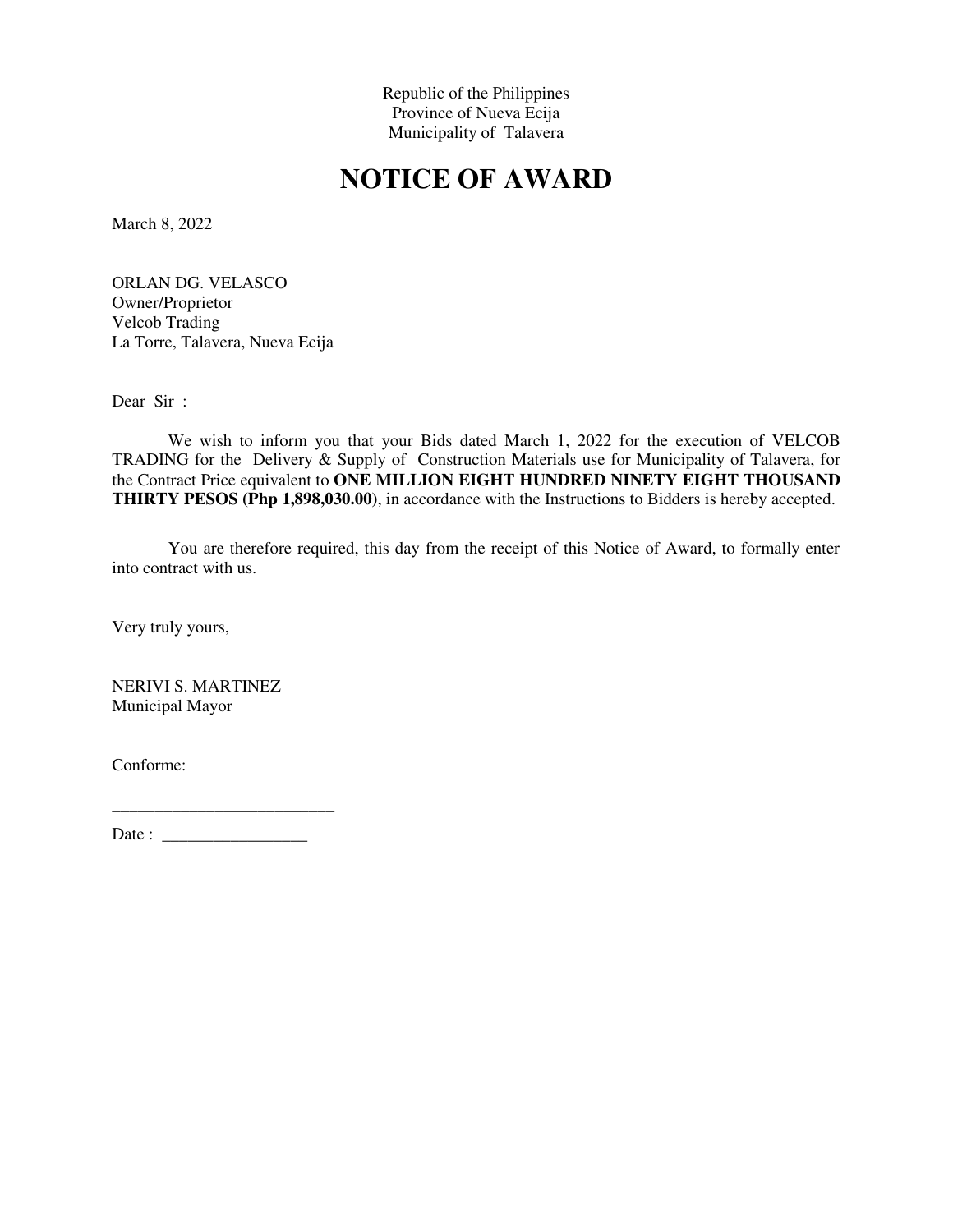Republic of the Philippines
Province of Nueva Ecija
Municipality of Talavera

# NOTICE OF AWARD

March 8, 2022

ORLAN DG. VELASCO
Owner/Proprietor
Velcob Trading
La Torre, Talavera, Nueva Ecija

Dear Sir :

We wish to inform you that your Bids dated March 1, 2022 for the execution of VELCOB TRADING for the Delivery & Supply of Construction Materials use for Municipality of Talavera, for the Contract Price equivalent to **ONE MILLION EIGHT HUNDRED NINETY EIGHT THOUSAND THIRTY PESOS (Php 1,898,030.00)**, in accordance with the Instructions to Bidders is hereby accepted.

You are therefore required, this day from the receipt of this Notice of Award, to formally enter into contract with us.

Very truly yours,

NERIVI S. MARTINEZ
Municipal Mayor

Conforme:

__________________________

Date : _________________